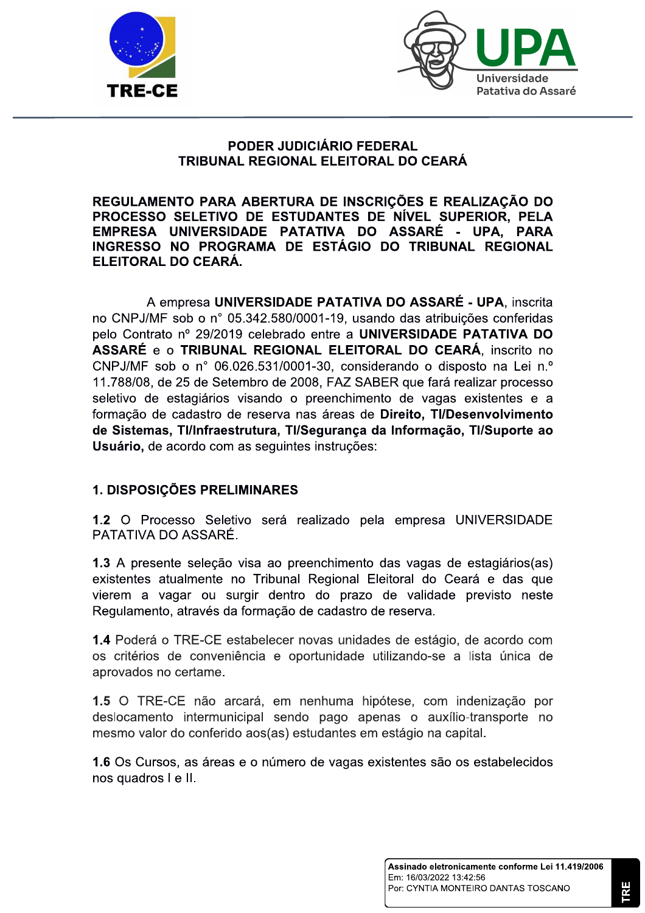PODER JUDICIÁRIO FEDERAL
TRIBUNAL REGIONAL ELEITORAL DO CEARÁ

**REGULAMENTO PARA ABERTURA DE INSCRIÇÕES E REALIZAÇÃO DO PROCESSO SELETIVO DE ESTUDANTES DE NÍVEL SUPERIOR, PELA EMPRESA UNIVERSIDADE PATATIVA DO ASSARÉ - UPA, PARA INGRESSO NO PROGRAMA DE ESTÁGIO DO TRIBUNAL REGIONAL ELEITORAL DO CEARÁ.**

A empresa **UNIVERSIDADE PATATIVA DO ASSARÉ - UPA**, inscrita no CNPJ/MF sob o n° 05.342.580/0001-19, usando das atribuições conferidas pelo Contrato nº 29/2019 celebrado entre a **UNIVERSIDADE PATATIVA DO ASSARÉ** e o **TRIBUNAL REGIONAL ELEITORAL DO CEARÁ**, inscrito no CNPJ/MF sob o n° 06.026.531/0001-30, considerando o disposto na Lei n.º 11.788/08, de 25 de Setembro de 2008, FAZ SABER que fará realizar processo seletivo de estagiários visando o preenchimento de vagas existentes e a formação de cadastro de reserva nas áreas de **Direito, TI/Desenvolvimento de Sistemas, TI/Infraestrutura, TI/Segurança da Informação, TI/Suporte ao Usuário,** de acordo com as seguintes instruções:

## 1. DISPOSIÇÕES PRELIMINARES

**1.2** O Processo Seletivo será realizado pela empresa UNIVERSIDADE PATATIVA DO ASSARÉ.

**1.3** A presente seleção visa ao preenchimento das vagas de estagiários(as) existentes atualmente no Tribunal Regional Eleitoral do Ceará e das que vierem a vagar ou surgir dentro do prazo de validade previsto neste Regulamento, através da formação de cadastro de reserva.

**1.4** Poderá o TRE-CE estabelecer novas unidades de estágio, de acordo com os critérios de conveniência e oportunidade utilizando-se a lista única de aprovados no certame.

**1.5** O TRE-CE não arcará, em nenhuma hipótese, com indenização por deslocamento intermunicipal sendo pago apenas o auxílio-transporte no mesmo valor do conferido aos(as) estudantes em estágio na capital.

**1.6** Os Cursos, as áreas e o número de vagas existentes são os estabelecidos nos quadros I e II.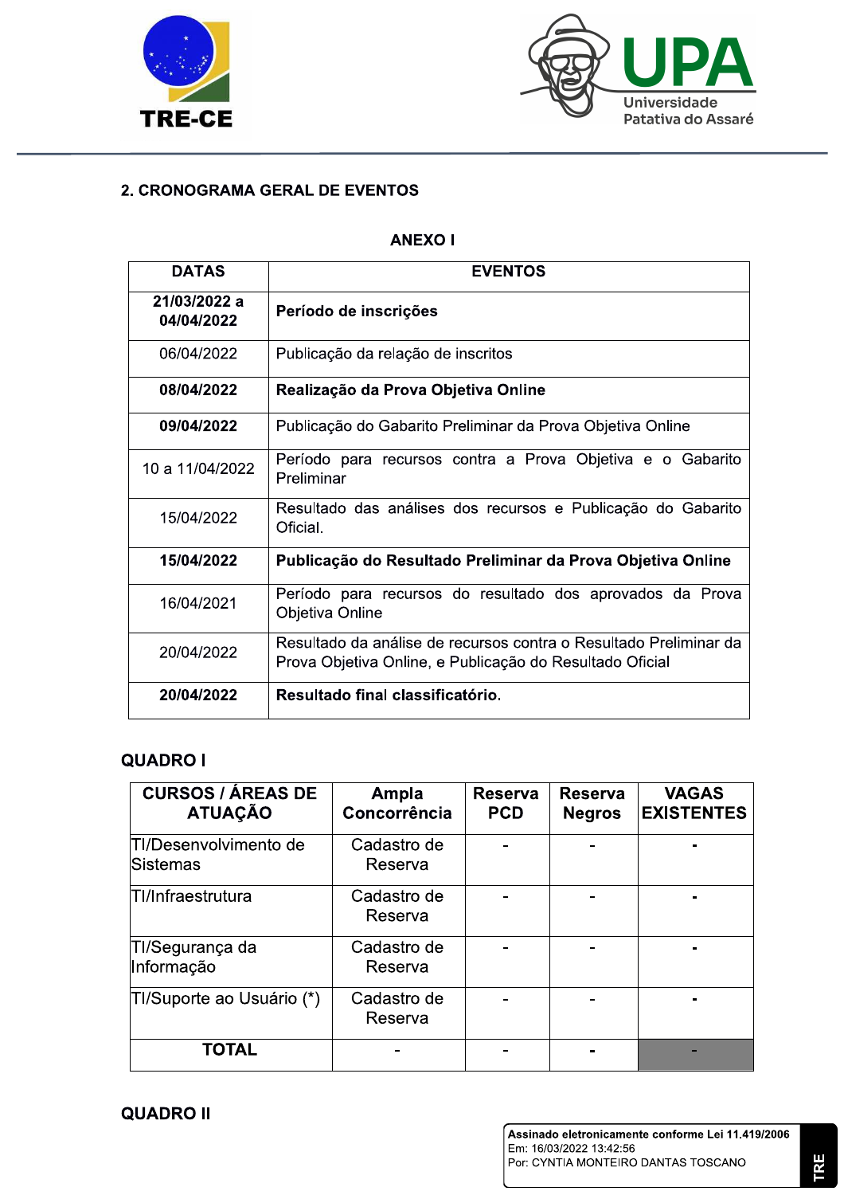## 2. CRONOGRAMA GERAL DE EVENTOS

**ANEXO I**

| DATAS | EVENTOS |
|---|---|
| **21/03/2022 a 04/04/2022** | **Período de inscrições** |
| 06/04/2022 | Publicação da relação de inscritos |
| **08/04/2022** | **Realização da Prova Objetiva Online** |
| **09/04/2022** | Publicação do Gabarito Preliminar da Prova Objetiva Online |
| 10 a 11/04/2022 | Período para recursos contra a Prova Objetiva e o Gabarito Preliminar |
| 15/04/2022 | Resultado das análises dos recursos e Publicação do Gabarito Oficial. |
| **15/04/2022** | **Publicação do Resultado Preliminar da Prova Objetiva Online** |
| 16/04/2021 | Período para recursos do resultado dos aprovados da Prova Objetiva Online |
| 20/04/2022 | Resultado da análise de recursos contra o Resultado Preliminar da Prova Objetiva Online, e Publicação do Resultado Oficial |
| **20/04/2022** | **Resultado final classificatório.** |

### QUADRO I

| CURSOS / ÁREAS DE ATUAÇÃO | Ampla Concorrência | Reserva PCD | Reserva Negros | VAGAS EXISTENTES |
|---|---|---|---|---|
| TI/Desenvolvimento de Sistemas | Cadastro de Reserva | - | - | - |
| TI/Infraestrutura | Cadastro de Reserva | - | - | - |
| TI/Segurança da Informação | Cadastro de Reserva | - | - | - |
| TI/Suporte ao Usuário (*) | Cadastro de Reserva | - | - | - |
| **TOTAL** | - | - | - | - |

### QUADRO II

Assinado eletronicamente conforme Lei 11.419/2006
Em: 16/03/2022 13:42:56
Por: CYNTIA MONTEIRO DANTAS TOSCANO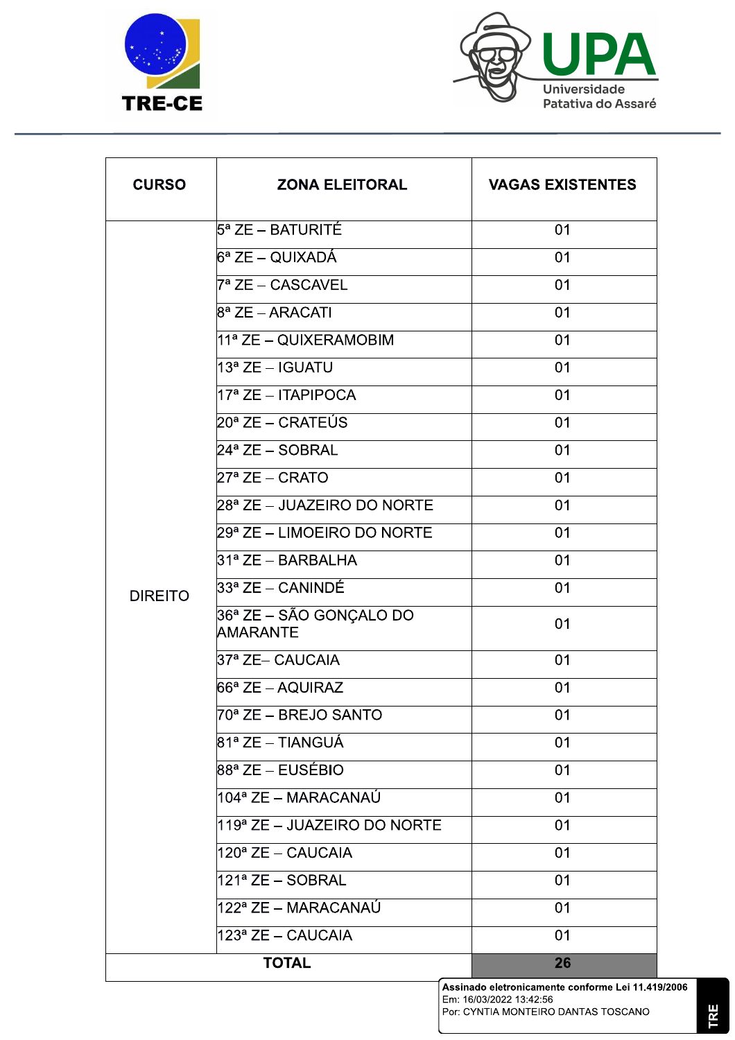| CURSO | ZONA ELEITORAL | VAGAS EXISTENTES |
|---|---|---|
| DIREITO | 5ª ZE – BATURITÉ | 01 |
| | 6ª ZE – QUIXADÁ | 01 |
| | 7ª ZE – CASCAVEL | 01 |
| | 8ª ZE – ARACATI | 01 |
| | 11ª ZE – QUIXERAMOBIM | 01 |
| | 13ª ZE – IGUATU | 01 |
| | 17ª ZE – ITAPIPOCA | 01 |
| | 20ª ZE – CRATEÚS | 01 |
| | 24ª ZE – SOBRAL | 01 |
| | 27ª ZE – CRATO | 01 |
| | 28ª ZE – JUAZEIRO DO NORTE | 01 |
| | 29ª ZE – LIMOEIRO DO NORTE | 01 |
| | 31ª ZE – BARBALHA | 01 |
| | 33ª ZE – CANINDÉ | 01 |
| | 36ª ZE – SÃO GONÇALO DO AMARANTE | 01 |
| | 37ª ZE– CAUCAIA | 01 |
| | 66ª ZE – AQUIRAZ | 01 |
| | 70ª ZE – BREJO SANTO | 01 |
| | 81ª ZE – TIANGUÁ | 01 |
| | 88ª ZE – EUSÉBIO | 01 |
| | 104ª ZE – MARACANAÚ | 01 |
| | 119ª ZE – JUAZEIRO DO NORTE | 01 |
| | 120ª ZE – CAUCAIA | 01 |
| | 121ª ZE – SOBRAL | 01 |
| | 122ª ZE – MARACANAÚ | 01 |
| | 123ª ZE – CAUCAIA | 01 |
| **TOTAL** | | **26** |

Assinado eletronicamente conforme Lei 11.419/2006
Em: 16/03/2022 13:42:56
Por: CYNTIA MONTEIRO DANTAS TOSCANO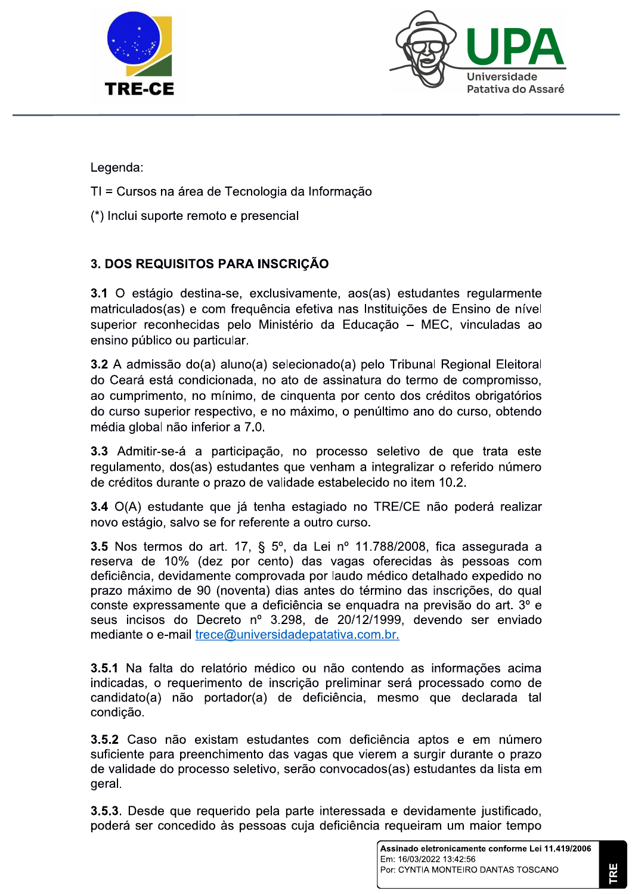Legenda:

TI = Cursos na área de Tecnologia da Informação

(*) Inclui suporte remoto e presencial

## 3. DOS REQUISITOS PARA INSCRIÇÃO

**3.1** O estágio destina-se, exclusivamente, aos(as) estudantes regularmente matriculados(as) e com frequência efetiva nas Instituições de Ensino de nível superior reconhecidas pelo Ministério da Educação – MEC, vinculadas ao ensino público ou particular.

**3.2** A admissão do(a) aluno(a) selecionado(a) pelo Tribunal Regional Eleitoral do Ceará está condicionada, no ato de assinatura do termo de compromisso, ao cumprimento, no mínimo, de cinquenta por cento dos créditos obrigatórios do curso superior respectivo, e no máximo, o penúltimo ano do curso, obtendo média global não inferior a 7.0.

**3.3** Admitir-se-á a participação, no processo seletivo de que trata este regulamento, dos(as) estudantes que venham a integralizar o referido número de créditos durante o prazo de validade estabelecido no item 10.2.

**3.4** O(A) estudante que já tenha estagiado no TRE/CE não poderá realizar novo estágio, salvo se for referente a outro curso.

**3.5** Nos termos do art. 17, § 5º, da Lei nº 11.788/2008, fica assegurada a reserva de 10% (dez por cento) das vagas oferecidas às pessoas com deficiência, devidamente comprovada por laudo médico detalhado expedido no prazo máximo de 90 (noventa) dias antes do término das inscrições, do qual conste expressamente que a deficiência se enquadra na previsão do art. 3º e seus incisos do Decreto nº 3.298, de 20/12/1999, devendo ser enviado mediante o e-mail trece@universidadepatativa.com.br.

**3.5.1** Na falta do relatório médico ou não contendo as informações acima indicadas, o requerimento de inscrição preliminar será processado como de candidato(a) não portador(a) de deficiência, mesmo que declarada tal condição.

**3.5.2** Caso não existam estudantes com deficiência aptos e em número suficiente para preenchimento das vagas que vierem a surgir durante o prazo de validade do processo seletivo, serão convocados(as) estudantes da lista em geral.

**3.5.3**. Desde que requerido pela parte interessada e devidamente justificado, poderá ser concedido às pessoas cuja deficiência requeiram um maior tempo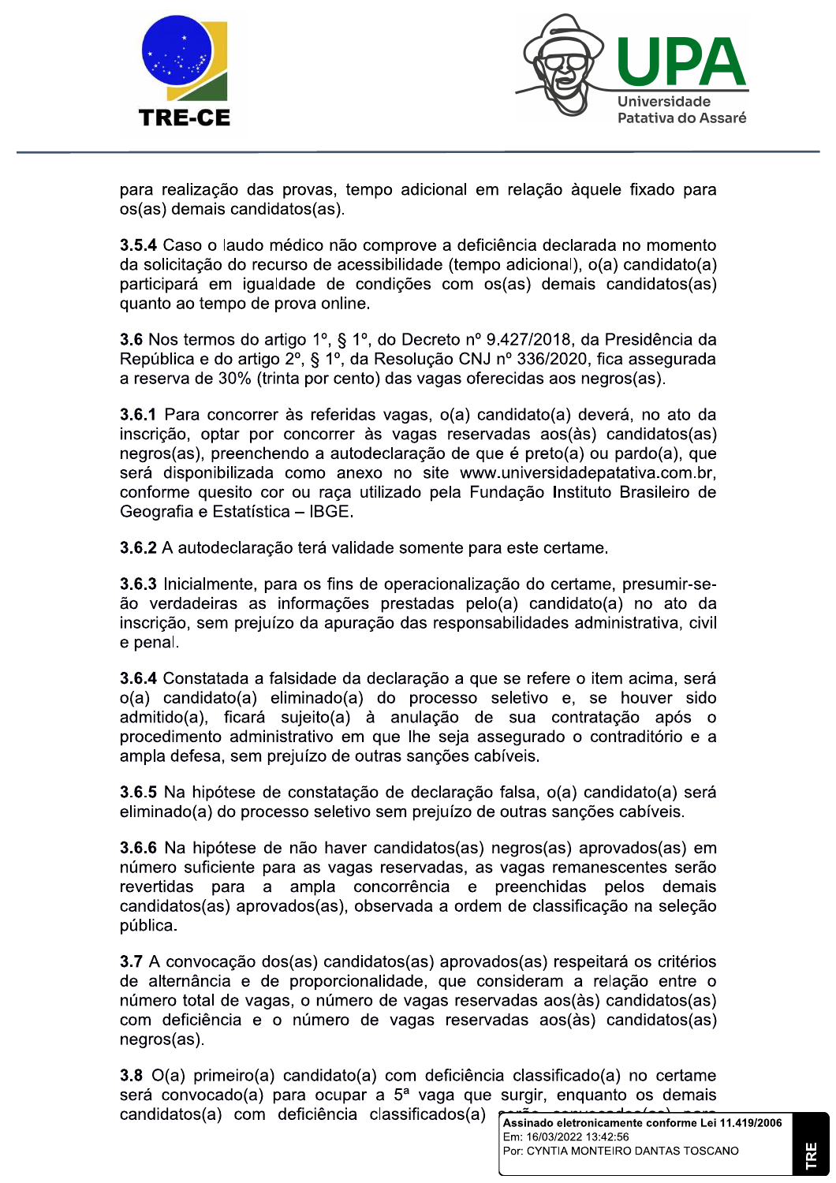para realização das provas, tempo adicional em relação àquele fixado para os(as) demais candidatos(as).

**3.5.4** Caso o laudo médico não comprove a deficiência declarada no momento da solicitação do recurso de acessibilidade (tempo adicional), o(a) candidato(a) participará em igualdade de condições com os(as) demais candidatos(as) quanto ao tempo de prova online.

**3.6** Nos termos do artigo 1º, § 1º, do Decreto nº 9.427/2018, da Presidência da República e do artigo 2º, § 1º, da Resolução CNJ nº 336/2020, fica assegurada a reserva de 30% (trinta por cento) das vagas oferecidas aos negros(as).

**3.6.1** Para concorrer às referidas vagas, o(a) candidato(a) deverá, no ato da inscrição, optar por concorrer às vagas reservadas aos(às) candidatos(as) negros(as), preenchendo a autodeclaração de que é preto(a) ou pardo(a), que será disponibilizada como anexo no site www.universidadepatativa.com.br, conforme quesito cor ou raça utilizado pela Fundação Instituto Brasileiro de Geografia e Estatística – IBGE.

**3.6.2** A autodeclaração terá validade somente para este certame.

**3.6.3** Inicialmente, para os fins de operacionalização do certame, presumir-se-ão verdadeiras as informações prestadas pelo(a) candidato(a) no ato da inscrição, sem prejuízo da apuração das responsabilidades administrativa, civil e penal.

**3.6.4** Constatada a falsidade da declaração a que se refere o item acima, será o(a) candidato(a) eliminado(a) do processo seletivo e, se houver sido admitido(a), ficará sujeito(a) à anulação de sua contratação após o procedimento administrativo em que lhe seja assegurado o contraditório e a ampla defesa, sem prejuízo de outras sanções cabíveis.

**3.6.5** Na hipótese de constatação de declaração falsa, o(a) candidato(a) será eliminado(a) do processo seletivo sem prejuízo de outras sanções cabíveis.

**3.6.6** Na hipótese de não haver candidatos(as) negros(as) aprovados(as) em número suficiente para as vagas reservadas, as vagas remanescentes serão revertidas para a ampla concorrência e preenchidas pelos demais candidatos(as) aprovados(as), observada a ordem de classificação na seleção pública.

**3.7** A convocação dos(as) candidatos(as) aprovados(as) respeitará os critérios de alternância e de proporcionalidade, que consideram a relação entre o número total de vagas, o número de vagas reservadas aos(às) candidatos(as) com deficiência e o número de vagas reservadas aos(às) candidatos(as) negros(as).

**3.8** O(a) primeiro(a) candidato(a) com deficiência classificado(a) no certame será convocado(a) para ocupar a 5ª vaga que surgir, enquanto os demais candidatos(a) com deficiência classificados(a) serão convocados(as) para

Assinado eletronicamente conforme Lei 11.419/2006
Em: 16/03/2022 13:42:56
Por: CYNTIA MONTEIRO DANTAS TOSCANO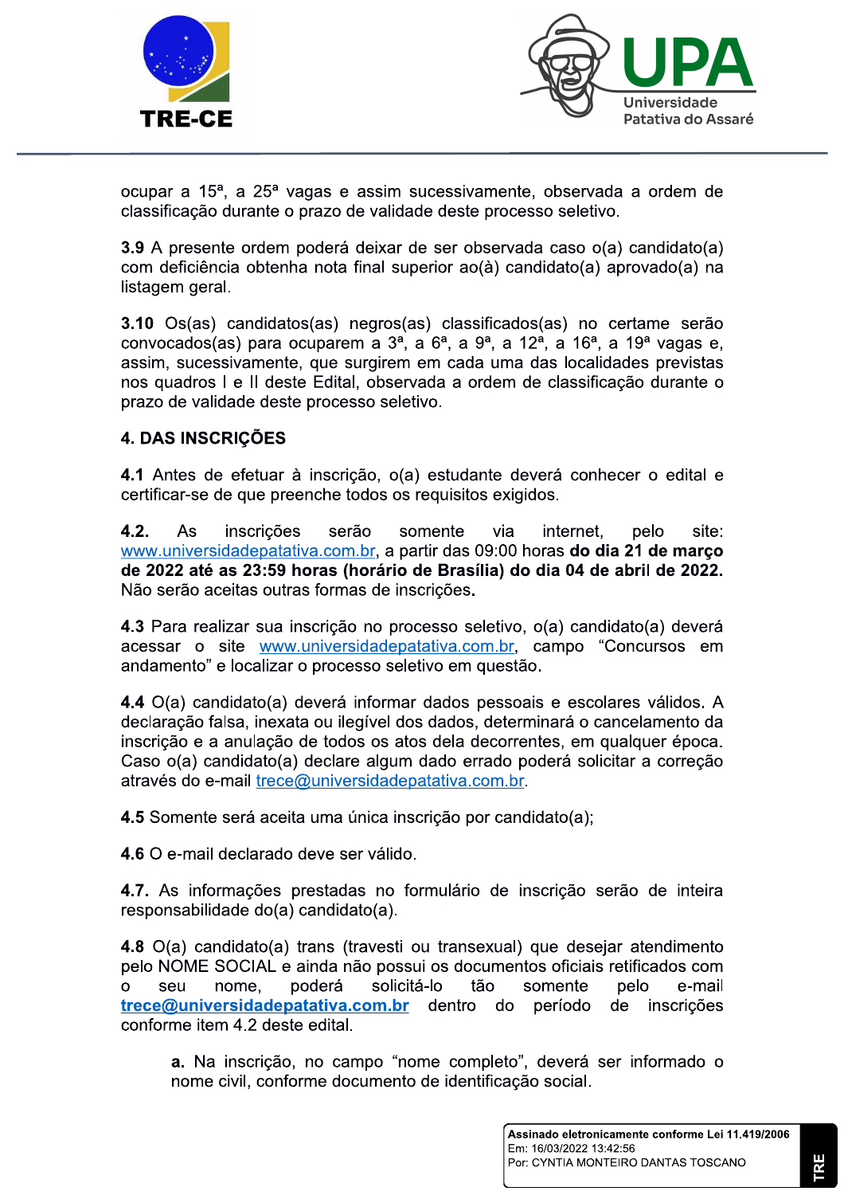ocupar a 15ª, a 25ª vagas e assim sucessivamente, observada a ordem de classificação durante o prazo de validade deste processo seletivo.

**3.9** A presente ordem poderá deixar de ser observada caso o(a) candidato(a) com deficiência obtenha nota final superior ao(à) candidato(a) aprovado(a) na listagem geral.

**3.10** Os(as) candidatos(as) negros(as) classificados(as) no certame serão convocados(as) para ocuparem a 3ª, a 6ª, a 9ª, a 12ª, a 16ª, a 19ª vagas e, assim, sucessivamente, que surgirem em cada uma das localidades previstas nos quadros I e II deste Edital, observada a ordem de classificação durante o prazo de validade deste processo seletivo.

## 4. DAS INSCRIÇÕES

**4.1** Antes de efetuar à inscrição, o(a) estudante deverá conhecer o edital e certificar-se de que preenche todos os requisitos exigidos.

**4.2.** As inscrições serão somente via internet, pelo site: www.universidadepatativa.com.br, a partir das 09:00 horas **do dia 21 de março de 2022 até as 23:59 horas (horário de Brasília) do dia 04 de abril de 2022.** Não serão aceitas outras formas de inscrições.

**4.3** Para realizar sua inscrição no processo seletivo, o(a) candidato(a) deverá acessar o site www.universidadepatativa.com.br, campo "Concursos em andamento" e localizar o processo seletivo em questão.

**4.4** O(a) candidato(a) deverá informar dados pessoais e escolares válidos. A declaração falsa, inexata ou ilegível dos dados, determinará o cancelamento da inscrição e a anulação de todos os atos dela decorrentes, em qualquer época. Caso o(a) candidato(a) declare algum dado errado poderá solicitar a correção através do e-mail trece@universidadepatativa.com.br.

**4.5** Somente será aceita uma única inscrição por candidato(a);

**4.6** O e-mail declarado deve ser válido.

**4.7.** As informações prestadas no formulário de inscrição serão de inteira responsabilidade do(a) candidato(a).

**4.8** O(a) candidato(a) trans (travesti ou transexual) que desejar atendimento pelo NOME SOCIAL e ainda não possui os documentos oficiais retificados com o seu nome, poderá solicitá-lo tão somente pelo e-mail **trece@universidadepatativa.com.br** dentro do período de inscrições conforme item 4.2 deste edital.

> **a.** Na inscrição, no campo "nome completo", deverá ser informado o nome civil, conforme documento de identificação social.

Assinado eletronicamente conforme Lei 11.419/2006
Em: 16/03/2022 13:42:56
Por: CYNTIA MONTEIRO DANTAS TOSCANO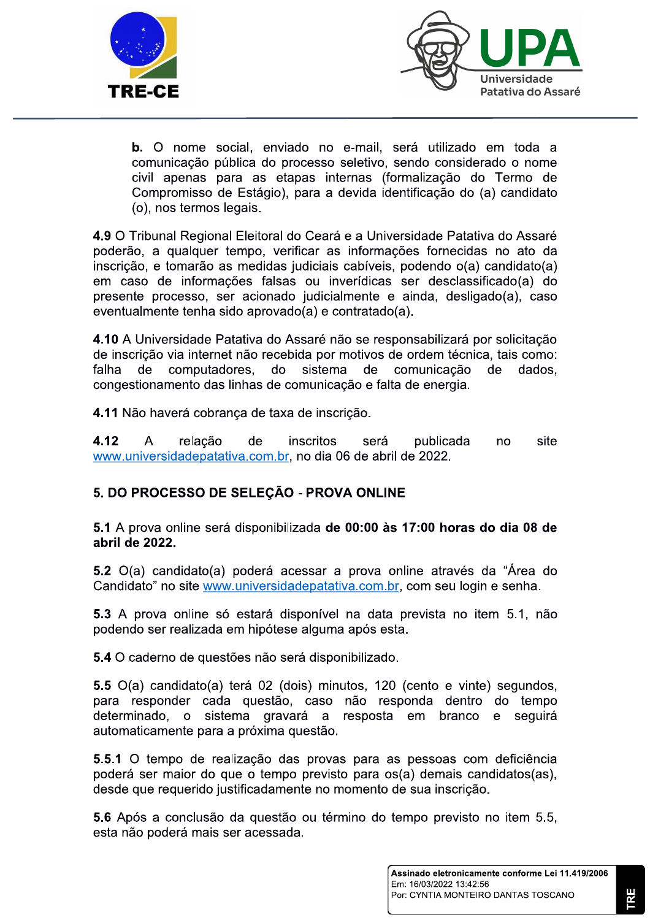**b.** O nome social, enviado no e-mail, será utilizado em toda a comunicação pública do processo seletivo, sendo considerado o nome civil apenas para as etapas internas (formalização do Termo de Compromisso de Estágio), para a devida identificação do (a) candidato (o), nos termos legais.

**4.9** O Tribunal Regional Eleitoral do Ceará e a Universidade Patativa do Assaré poderão, a qualquer tempo, verificar as informações fornecidas no ato da inscrição, e tomarão as medidas judiciais cabíveis, podendo o(a) candidato(a) em caso de informações falsas ou inverídicas ser desclassificado(a) do presente processo, ser acionado judicialmente e ainda, desligado(a), caso eventualmente tenha sido aprovado(a) e contratado(a).

**4.10** A Universidade Patativa do Assaré não se responsabilizará por solicitação de inscrição via internet não recebida por motivos de ordem técnica, tais como: falha de computadores, do sistema de comunicação de dados, congestionamento das linhas de comunicação e falta de energia.

**4.11** Não haverá cobrança de taxa de inscrição.

**4.12** A relação de inscritos será publicada no site www.universidadepatativa.com.br, no dia 06 de abril de 2022.

## 5. DO PROCESSO DE SELEÇÃO - PROVA ONLINE

**5.1** A prova online será disponibilizada **de 00:00 às 17:00 horas do dia 08 de abril de 2022.**

**5.2** O(a) candidato(a) poderá acessar a prova online através da "Área do Candidato" no site www.universidadepatativa.com.br, com seu login e senha.

**5.3** A prova online só estará disponível na data prevista no item 5.1, não podendo ser realizada em hipótese alguma após esta.

**5.4** O caderno de questões não será disponibilizado.

**5.5** O(a) candidato(a) terá 02 (dois) minutos, 120 (cento e vinte) segundos, para responder cada questão, caso não responda dentro do tempo determinado, o sistema gravará a resposta em branco e seguirá automaticamente para a próxima questão.

**5.5.1** O tempo de realização das provas para as pessoas com deficiência poderá ser maior do que o tempo previsto para os(a) demais candidatos(as), desde que requerido justificadamente no momento de sua inscrição.

**5.6** Após a conclusão da questão ou término do tempo previsto no item 5.5, esta não poderá mais ser acessada.

Assinado eletronicamente conforme Lei 11.419/2006
Em: 16/03/2022 13:42:56
Por: CYNTIA MONTEIRO DANTAS TOSCANO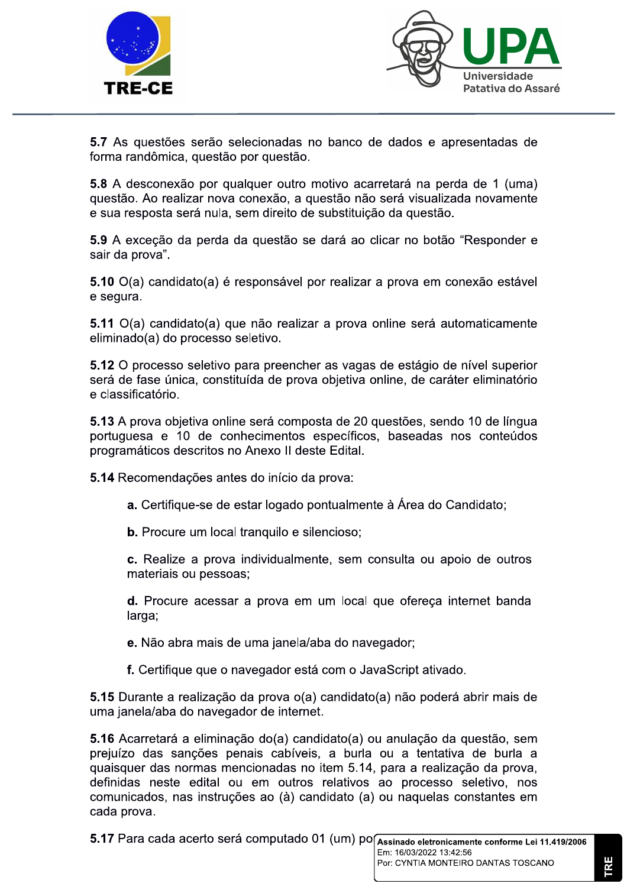**5.7** As questões serão selecionadas no banco de dados e apresentadas de forma randômica, questão por questão.

**5.8** A desconexão por qualquer outro motivo acarretará na perda de 1 (uma) questão. Ao realizar nova conexão, a questão não será visualizada novamente e sua resposta será nula, sem direito de substituição da questão.

**5.9** A exceção da perda da questão se dará ao clicar no botão "Responder e sair da prova".

**5.10** O(a) candidato(a) é responsável por realizar a prova em conexão estável e segura.

**5.11** O(a) candidato(a) que não realizar a prova online será automaticamente eliminado(a) do processo seletivo.

**5.12** O processo seletivo para preencher as vagas de estágio de nível superior será de fase única, constituída de prova objetiva online, de caráter eliminatório e classificatório.

**5.13** A prova objetiva online será composta de 20 questões, sendo 10 de língua portuguesa e 10 de conhecimentos específicos, baseadas nos conteúdos programáticos descritos no Anexo II deste Edital.

**5.14** Recomendações antes do início da prova:

**a.** Certifique-se de estar logado pontualmente à Área do Candidato;

**b.** Procure um local tranquilo e silencioso;

**c.** Realize a prova individualmente, sem consulta ou apoio de outros materiais ou pessoas;

**d.** Procure acessar a prova em um local que ofereça internet banda larga;

**e.** Não abra mais de uma janela/aba do navegador;

**f.** Certifique que o navegador está com o JavaScript ativado.

**5.15** Durante a realização da prova o(a) candidato(a) não poderá abrir mais de uma janela/aba do navegador de internet.

**5.16** Acarretará a eliminação do(a) candidato(a) ou anulação da questão, sem prejuízo das sanções penais cabíveis, a burla ou a tentativa de burla a quaisquer das normas mencionadas no item 5.14, para a realização da prova, definidas neste edital ou em outros relativos ao processo seletivo, nos comunicados, nas instruções ao (à) candidato (a) ou naquelas constantes em cada prova.

**5.17** Para cada acerto será computado 01 (um) po

Assinado eletronicamente conforme Lei 11.419/2006
Em: 16/03/2022 13:42:56
Por: CYNTIA MONTEIRO DANTAS TOSCANO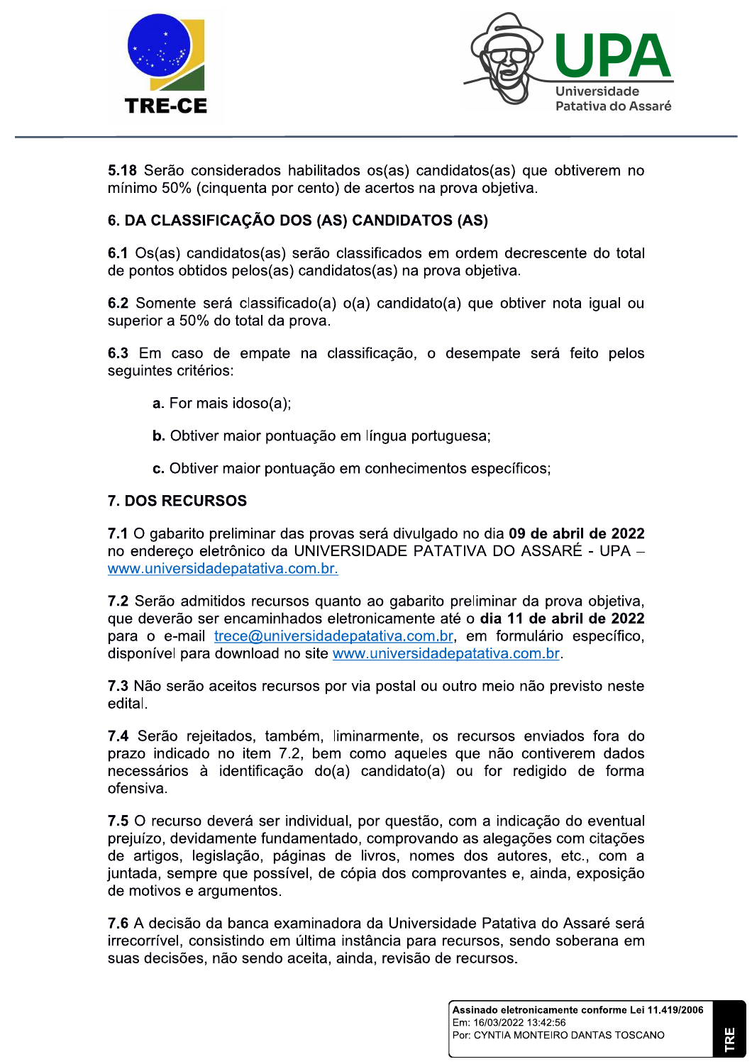**5.18** Serão considerados habilitados os(as) candidatos(as) que obtiverem no mínimo 50% (cinquenta por cento) de acertos na prova objetiva.

## 6. DA CLASSIFICAÇÃO DOS (AS) CANDIDATOS (AS)

**6.1** Os(as) candidatos(as) serão classificados em ordem decrescente do total de pontos obtidos pelos(as) candidatos(as) na prova objetiva.

**6.2** Somente será classificado(a) o(a) candidato(a) que obtiver nota igual ou superior a 50% do total da prova.

**6.3** Em caso de empate na classificação, o desempate será feito pelos seguintes critérios:

- **a**. For mais idoso(a);
- **b.** Obtiver maior pontuação em língua portuguesa;
- **c.** Obtiver maior pontuação em conhecimentos específicos;

## 7. DOS RECURSOS

**7.1** O gabarito preliminar das provas será divulgado no dia **09 de abril de 2022** no endereço eletrônico da UNIVERSIDADE PATATIVA DO ASSARÉ - UPA – www.universidadepatativa.com.br.

**7.2** Serão admitidos recursos quanto ao gabarito preliminar da prova objetiva, que deverão ser encaminhados eletronicamente até o **dia 11 de abril de 2022** para o e-mail trece@universidadepatativa.com.br, em formulário específico, disponível para download no site www.universidadepatativa.com.br.

**7.3** Não serão aceitos recursos por via postal ou outro meio não previsto neste edital.

**7.4** Serão rejeitados, também, liminarmente, os recursos enviados fora do prazo indicado no item 7.2, bem como aqueles que não contiverem dados necessários à identificação do(a) candidato(a) ou for redigido de forma ofensiva.

**7.5** O recurso deverá ser individual, por questão, com a indicação do eventual prejuízo, devidamente fundamentado, comprovando as alegações com citações de artigos, legislação, páginas de livros, nomes dos autores, etc., com a juntada, sempre que possível, de cópia dos comprovantes e, ainda, exposição de motivos e argumentos.

**7.6** A decisão da banca examinadora da Universidade Patativa do Assaré será irrecorrível, consistindo em última instância para recursos, sendo soberana em suas decisões, não sendo aceita, ainda, revisão de recursos.

**Assinado eletronicamente conforme Lei 11.419/2006**
Em: 16/03/2022 13:42:56
Por: CYNTIA MONTEIRO DANTAS TOSCANO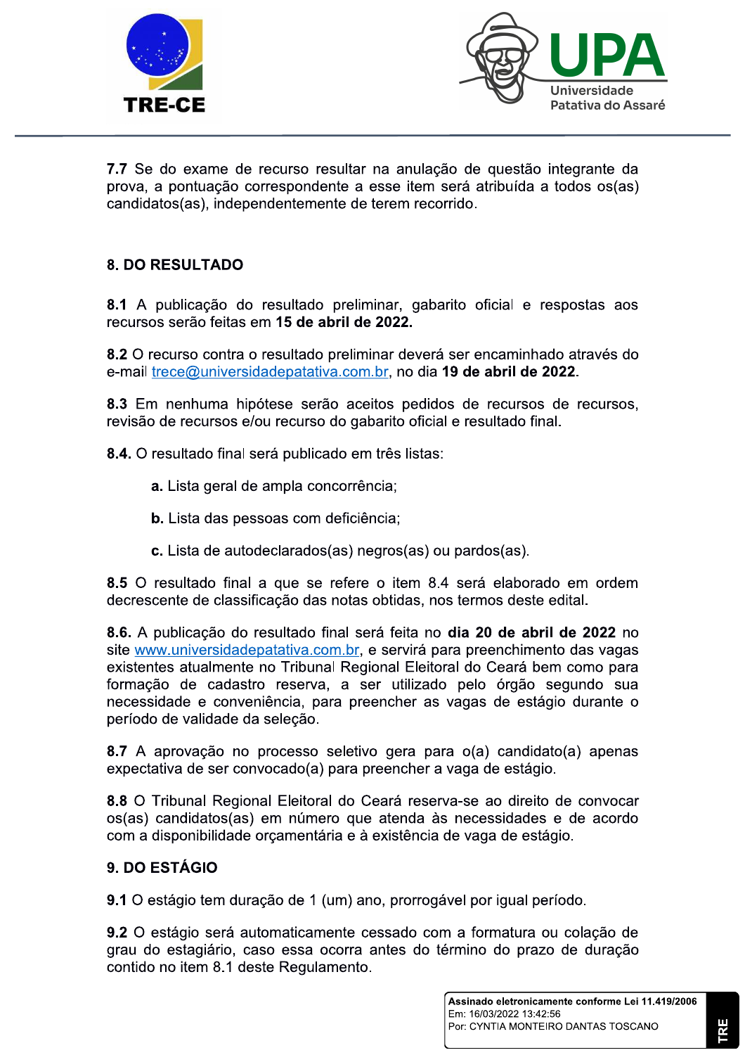**7.7** Se do exame de recurso resultar na anulação de questão integrante da prova, a pontuação correspondente a esse item será atribuída a todos os(as) candidatos(as), independentemente de terem recorrido.

## 8. DO RESULTADO

**8.1** A publicação do resultado preliminar, gabarito oficial e respostas aos recursos serão feitas em **15 de abril de 2022.**

**8.2** O recurso contra o resultado preliminar deverá ser encaminhado através do e-mail trece@universidadepatativa.com.br, no dia **19 de abril de 2022**.

**8.3** Em nenhuma hipótese serão aceitos pedidos de recursos de recursos, revisão de recursos e/ou recurso do gabarito oficial e resultado final.

**8.4.** O resultado final será publicado em três listas:

**a.** Lista geral de ampla concorrência;

**b.** Lista das pessoas com deficiência;

**c.** Lista de autodeclarados(as) negros(as) ou pardos(as).

**8.5** O resultado final a que se refere o item 8.4 será elaborado em ordem decrescente de classificação das notas obtidas, nos termos deste edital.

**8.6.** A publicação do resultado final será feita no **dia 20 de abril de 2022** no site www.universidadepatativa.com.br, e servirá para preenchimento das vagas existentes atualmente no Tribunal Regional Eleitoral do Ceará bem como para formação de cadastro reserva, a ser utilizado pelo órgão segundo sua necessidade e conveniência, para preencher as vagas de estágio durante o período de validade da seleção.

**8.7** A aprovação no processo seletivo gera para o(a) candidato(a) apenas expectativa de ser convocado(a) para preencher a vaga de estágio.

**8.8** O Tribunal Regional Eleitoral do Ceará reserva-se ao direito de convocar os(as) candidatos(as) em número que atenda às necessidades e de acordo com a disponibilidade orçamentária e à existência de vaga de estágio.

## 9. DO ESTÁGIO

**9.1** O estágio tem duração de 1 (um) ano, prorrogável por igual período.

**9.2** O estágio será automaticamente cessado com a formatura ou colação de grau do estagiário, caso essa ocorra antes do término do prazo de duração contido no item 8.1 deste Regulamento.

**Assinado eletronicamente conforme Lei 11.419/2006**
Em: 16/03/2022 13:42:56
Por: CYNTIA MONTEIRO DANTAS TOSCANO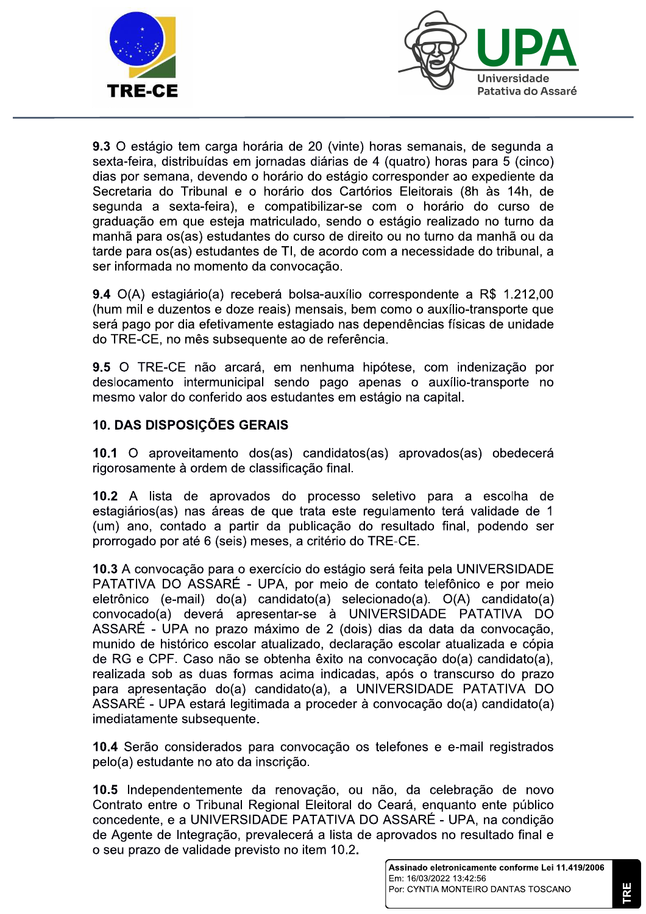**9.3** O estágio tem carga horária de 20 (vinte) horas semanais, de segunda a sexta-feira, distribuídas em jornadas diárias de 4 (quatro) horas para 5 (cinco) dias por semana, devendo o horário do estágio corresponder ao expediente da Secretaria do Tribunal e o horário dos Cartórios Eleitorais (8h às 14h, de segunda a sexta-feira), e compatibilizar-se com o horário do curso de graduação em que esteja matriculado, sendo o estágio realizado no turno da manhã para os(as) estudantes do curso de direito ou no turno da manhã ou da tarde para os(as) estudantes de TI, de acordo com a necessidade do tribunal, a ser informada no momento da convocação.

**9.4** O(A) estagiário(a) receberá bolsa-auxílio correspondente a R$ 1.212,00 (hum mil e duzentos e doze reais) mensais, bem como o auxílio-transporte que será pago por dia efetivamente estagiado nas dependências físicas de unidade do TRE-CE, no mês subsequente ao de referência.

**9.5** O TRE-CE não arcará, em nenhuma hipótese, com indenização por deslocamento intermunicipal sendo pago apenas o auxílio-transporte no mesmo valor do conferido aos estudantes em estágio na capital.

## 10. DAS DISPOSIÇÕES GERAIS

**10.1** O aproveitamento dos(as) candidatos(as) aprovados(as) obedecerá rigorosamente à ordem de classificação final.

**10.2** A lista de aprovados do processo seletivo para a escolha de estagiários(as) nas áreas de que trata este regulamento terá validade de 1 (um) ano, contado a partir da publicação do resultado final, podendo ser prorrogado por até 6 (seis) meses, a critério do TRE-CE.

**10.3** A convocação para o exercício do estágio será feita pela UNIVERSIDADE PATATIVA DO ASSARÉ - UPA, por meio de contato telefônico e por meio eletrônico (e-mail) do(a) candidato(a) selecionado(a). O(A) candidato(a) convocado(a) deverá apresentar-se à UNIVERSIDADE PATATIVA DO ASSARÉ - UPA no prazo máximo de 2 (dois) dias da data da convocação, munido de histórico escolar atualizado, declaração escolar atualizada e cópia de RG e CPF. Caso não se obtenha êxito na convocação do(a) candidato(a), realizada sob as duas formas acima indicadas, após o transcurso do prazo para apresentação do(a) candidato(a), a UNIVERSIDADE PATATIVA DO ASSARÉ - UPA estará legitimada a proceder à convocação do(a) candidato(a) imediatamente subsequente.

**10.4** Serão considerados para convocação os telefones e e-mail registrados pelo(a) estudante no ato da inscrição.

**10.5** Independentemente da renovação, ou não, da celebração de novo Contrato entre o Tribunal Regional Eleitoral do Ceará, enquanto ente público concedente, e a UNIVERSIDADE PATATIVA DO ASSARÉ - UPA, na condição de Agente de Integração, prevalecerá a lista de aprovados no resultado final e o seu prazo de validade previsto no item 10.2.

**Assinado eletronicamente conforme Lei 11.419/2006**
Em: 16/03/2022 13:42:56
Por: CYNTIA MONTEIRO DANTAS TOSCANO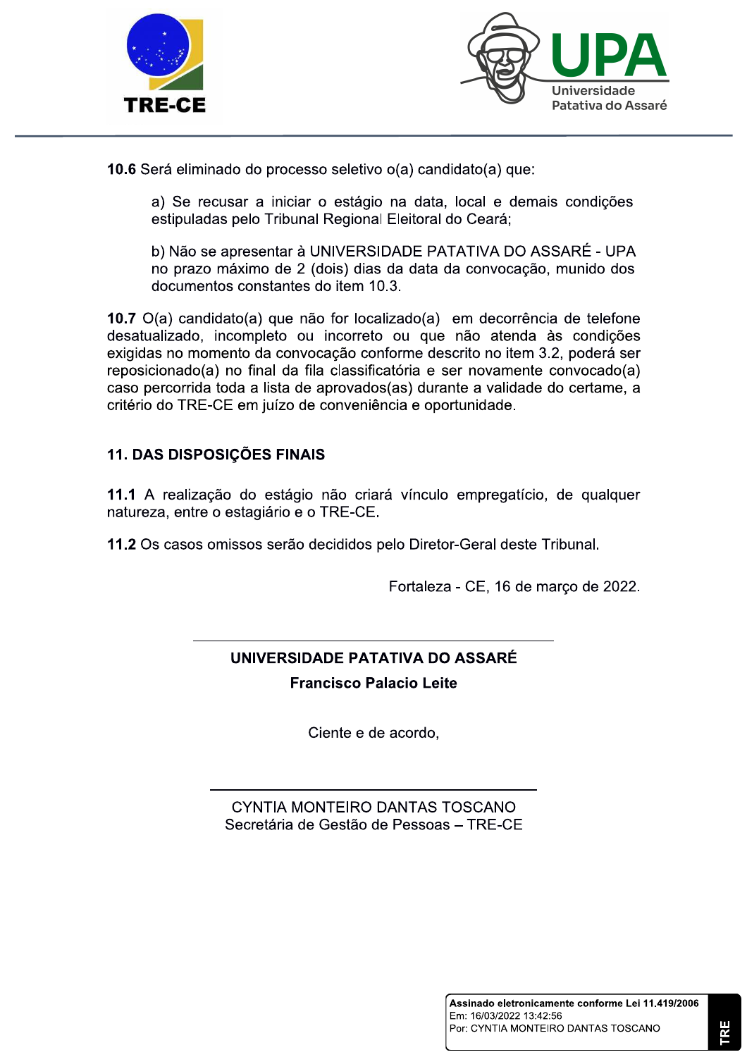**10.6** Será eliminado do processo seletivo o(a) candidato(a) que:

a) Se recusar a iniciar o estágio na data, local e demais condições estipuladas pelo Tribunal Regional Eleitoral do Ceará;

b) Não se apresentar à UNIVERSIDADE PATATIVA DO ASSARÉ - UPA no prazo máximo de 2 (dois) dias da data da convocação, munido dos documentos constantes do item 10.3.

**10.7** O(a) candidato(a) que não for localizado(a) em decorrência de telefone desatualizado, incompleto ou incorreto ou que não atenda às condições exigidas no momento da convocação conforme descrito no item 3.2, poderá ser reposicionado(a) no final da fila classificatória e ser novamente convocado(a) caso percorrida toda a lista de aprovados(as) durante a validade do certame, a critério do TRE-CE em juízo de conveniência e oportunidade.

## 11. DAS DISPOSIÇÕES FINAIS

**11.1** A realização do estágio não criará vínculo empregatício, de qualquer natureza, entre o estagiário e o TRE-CE.

**11.2** Os casos omissos serão decididos pelo Diretor-Geral deste Tribunal.

Fortaleza - CE, 16 de março de 2022.

**UNIVERSIDADE PATATIVA DO ASSARÉ**
**Francisco Palacio Leite**

Ciente e de acordo,

CYNTIA MONTEIRO DANTAS TOSCANO
Secretária de Gestão de Pessoas – TRE-CE

**Assinado eletronicamente conforme Lei 11.419/2006**
Em: 16/03/2022 13:42:56
Por: CYNTIA MONTEIRO DANTAS TOSCANO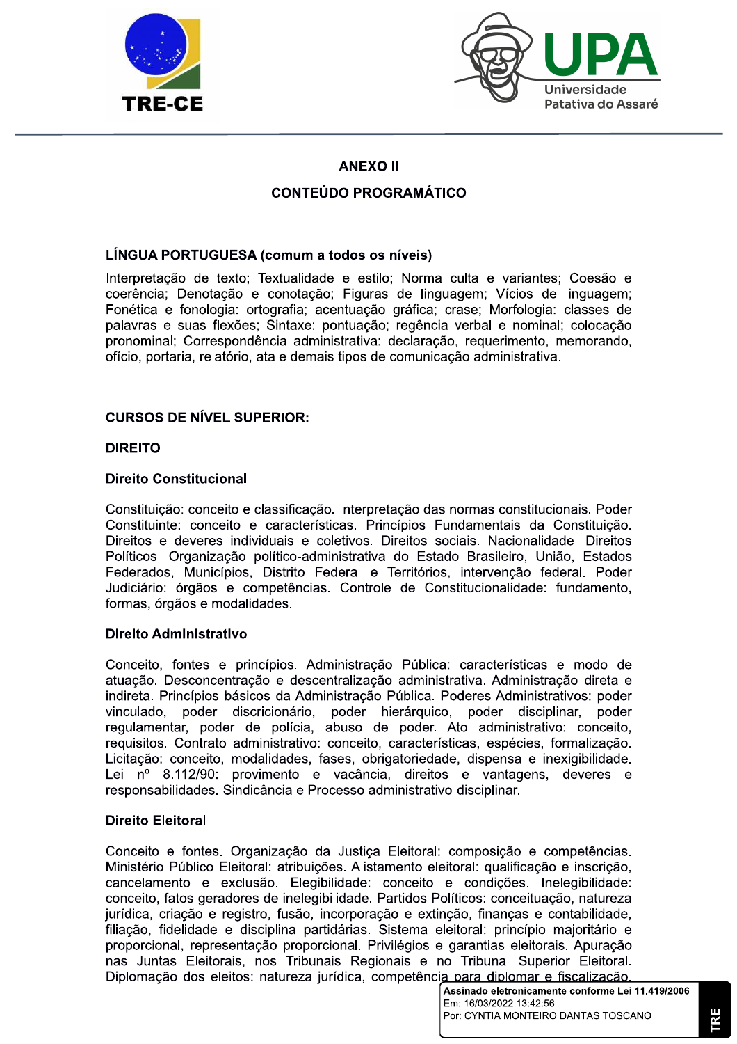## ANEXO II

## CONTEÚDO PROGRAMÁTICO

### LÍNGUA PORTUGUESA (comum a todos os níveis)

Interpretação de texto; Textualidade e estilo; Norma culta e variantes; Coesão e coerência; Denotação e conotação; Figuras de linguagem; Vícios de linguagem; Fonética e fonologia: ortografia; acentuação gráfica; crase; Morfologia: classes de palavras e suas flexões; Sintaxe: pontuação; regência verbal e nominal; colocação pronominal; Correspondência administrativa: declaração, requerimento, memorando, ofício, portaria, relatório, ata e demais tipos de comunicação administrativa.

### CURSOS DE NÍVEL SUPERIOR:

### DIREITO

#### Direito Constitucional

Constituição: conceito e classificação. Interpretação das normas constitucionais. Poder Constituinte: conceito e características. Princípios Fundamentais da Constituição. Direitos e deveres individuais e coletivos. Direitos sociais. Nacionalidade. Direitos Políticos. Organização político-administrativa do Estado Brasileiro, União, Estados Federados, Municípios, Distrito Federal e Territórios, intervenção federal. Poder Judiciário: órgãos e competências. Controle de Constitucionalidade: fundamento, formas, órgãos e modalidades.

#### Direito Administrativo

Conceito, fontes e princípios. Administração Pública: características e modo de atuação. Desconcentração e descentralização administrativa. Administração direta e indireta. Princípios básicos da Administração Pública. Poderes Administrativos: poder vinculado, poder discricionário, poder hierárquico, poder disciplinar, poder regulamentar, poder de polícia, abuso de poder. Ato administrativo: conceito, requisitos. Contrato administrativo: conceito, características, espécies, formalização. Licitação: conceito, modalidades, fases, obrigatoriedade, dispensa e inexigibilidade. Lei nº 8.112/90: provimento e vacância, direitos e vantagens, deveres e responsabilidades. Sindicância e Processo administrativo-disciplinar.

#### Direito Eleitoral

Conceito e fontes. Organização da Justiça Eleitoral: composição e competências. Ministério Público Eleitoral: atribuições. Alistamento eleitoral: qualificação e inscrição, cancelamento e exclusão. Elegibilidade: conceito e condições. Inelegibilidade: conceito, fatos geradores de inelegibilidade. Partidos Políticos: conceituação, natureza jurídica, criação e registro, fusão, incorporação e extinção, finanças e contabilidade, filiação, fidelidade e disciplina partidárias. Sistema eleitoral: princípio majoritário e proporcional, representação proporcional. Privilégios e garantias eleitorais. Apuração nas Juntas Eleitorais, nos Tribunais Regionais e no Tribunal Superior Eleitoral. Diplomação dos eleitos: natureza jurídica, competência para diplomar e fiscalização.

Assinado eletronicamente conforme Lei 11.419/2006
Em: 16/03/2022 13:42:56
Por: CYNTIA MONTEIRO DANTAS TOSCANO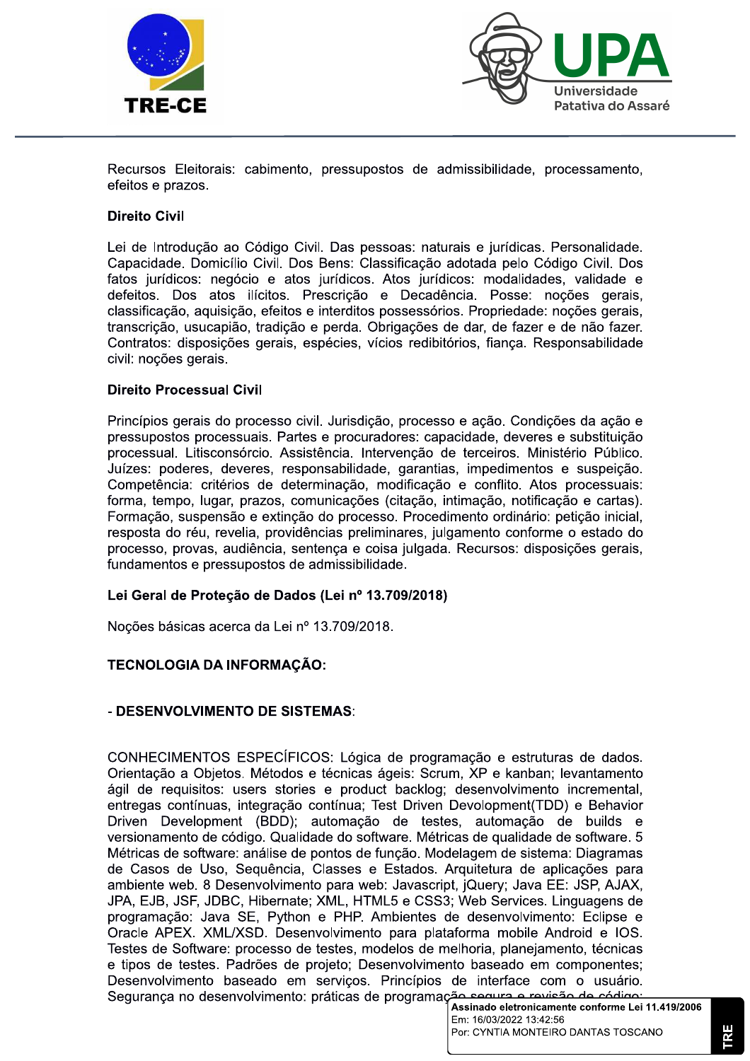Recursos Eleitorais: cabimento, pressupostos de admissibilidade, processamento, efeitos e prazos.

**Direito Civil**

Lei de Introdução ao Código Civil. Das pessoas: naturais e jurídicas. Personalidade. Capacidade. Domicílio Civil. Dos Bens: Classificação adotada pelo Código Civil. Dos fatos jurídicos: negócio e atos jurídicos. Atos jurídicos: modalidades, validade e defeitos. Dos atos ilícitos. Prescrição e Decadência. Posse: noções gerais, classificação, aquisição, efeitos e interditos possessórios. Propriedade: noções gerais, transcrição, usucapião, tradição e perda. Obrigações de dar, de fazer e de não fazer. Contratos: disposições gerais, espécies, vícios redibitórios, fiança. Responsabilidade civil: noções gerais.

**Direito Processual Civil**

Princípios gerais do processo civil. Jurisdição, processo e ação. Condições da ação e pressupostos processuais. Partes e procuradores: capacidade, deveres e substituição processual. Litisconsórcio. Assistência. Intervenção de terceiros. Ministério Público. Juízes: poderes, deveres, responsabilidade, garantias, impedimentos e suspeição. Competência: critérios de determinação, modificação e conflito. Atos processuais: forma, tempo, lugar, prazos, comunicações (citação, intimação, notificação e cartas). Formação, suspensão e extinção do processo. Procedimento ordinário: petição inicial, resposta do réu, revelia, providências preliminares, julgamento conforme o estado do processo, provas, audiência, sentença e coisa julgada. Recursos: disposições gerais, fundamentos e pressupostos de admissibilidade.

**Lei Geral de Proteção de Dados (Lei nº 13.709/2018)**

Noções básicas acerca da Lei nº 13.709/2018.

**TECNOLOGIA DA INFORMAÇÃO:**

**- DESENVOLVIMENTO DE SISTEMAS**:

CONHECIMENTOS ESPECÍFICOS: Lógica de programação e estruturas de dados. Orientação a Objetos. Métodos e técnicas ágeis: Scrum, XP e kanban; levantamento ágil de requisitos: users stories e product backlog; desenvolvimento incremental, entregas contínuas, integração contínua; Test Driven Devolopment(TDD) e Behavior Driven Development (BDD); automação de testes, automação de builds e versionamento de código. Qualidade do software. Métricas de qualidade de software. 5 Métricas de software: análise de pontos de função. Modelagem de sistema: Diagramas de Casos de Uso, Sequência, Classes e Estados. Arquitetura de aplicações para ambiente web. 8 Desenvolvimento para web: Javascript, jQuery; Java EE: JSP, AJAX, JPA, EJB, JSF, JDBC, Hibernate; XML, HTML5 e CSS3; Web Services. Linguagens de programação: Java SE, Python e PHP. Ambientes de desenvolvimento: Eclipse e Oracle APEX. XML/XSD. Desenvolvimento para plataforma mobile Android e IOS. Testes de Software: processo de testes, modelos de melhoria, planejamento, técnicas e tipos de testes. Padrões de projeto; Desenvolvimento baseado em componentes; Desenvolvimento baseado em serviços. Princípios de interface com o usuário. Segurança no desenvolvimento: práticas de programação segura e revisão de código;

**Assinado eletronicamente conforme Lei 11.419/2006**
Em: 16/03/2022 13:42:56
Por: CYNTIA MONTEIRO DANTAS TOSCANO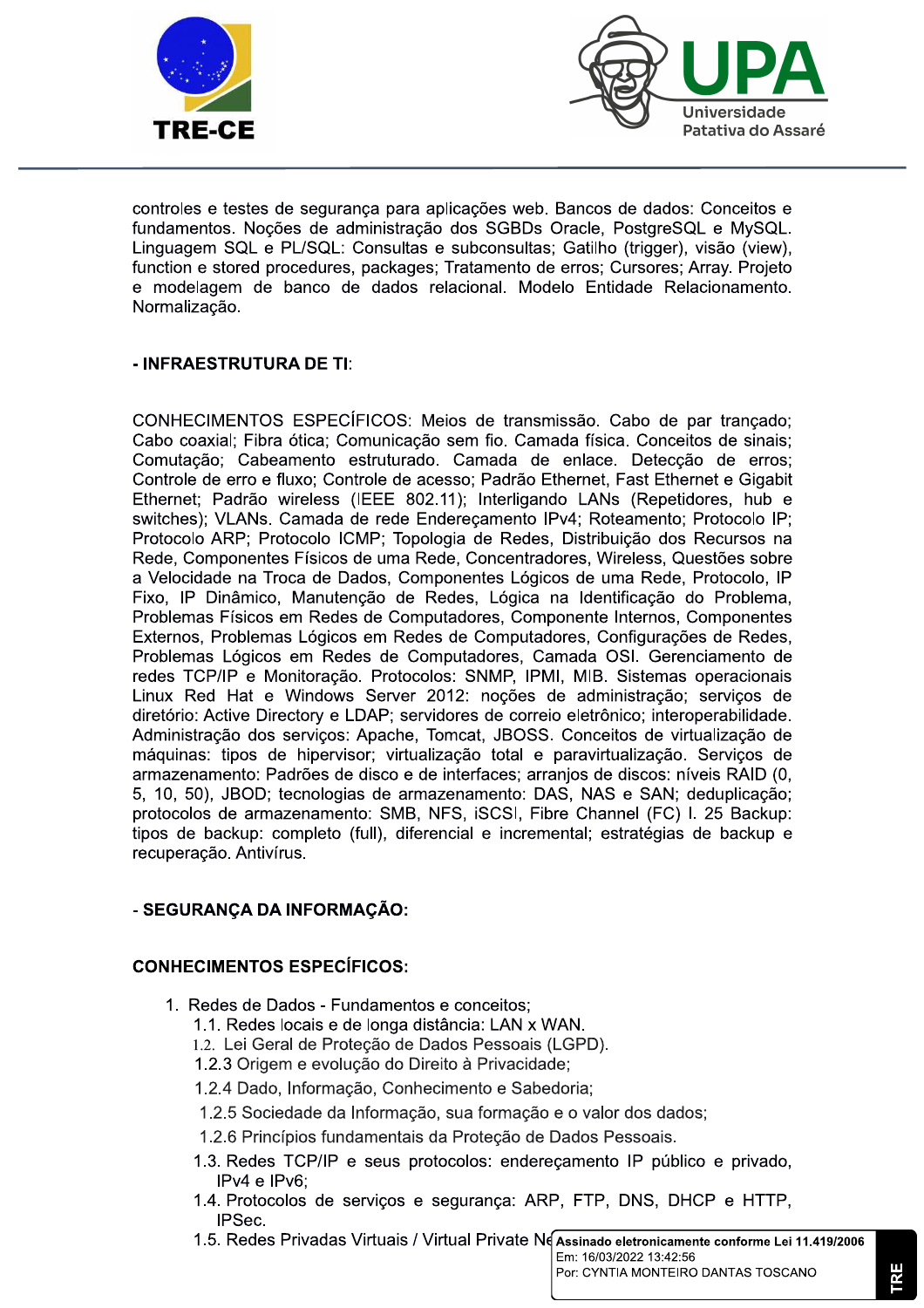controles e testes de segurança para aplicações web. Bancos de dados: Conceitos e fundamentos. Noções de administração dos SGBDs Oracle, PostgreSQL e MySQL. Linguagem SQL e PL/SQL: Consultas e subconsultas; Gatilho (trigger), visão (view), function e stored procedures, packages; Tratamento de erros; Cursores; Array. Projeto e modelagem de banco de dados relacional. Modelo Entidade Relacionamento. Normalização.

**- INFRAESTRUTURA DE TI**:

CONHECIMENTOS ESPECÍFICOS: Meios de transmissão. Cabo de par trançado; Cabo coaxial; Fibra ótica; Comunicação sem fio. Camada física. Conceitos de sinais; Comutação; Cabeamento estruturado. Camada de enlace. Detecção de erros; Controle de erro e fluxo; Controle de acesso; Padrão Ethernet, Fast Ethernet e Gigabit Ethernet; Padrão wireless (IEEE 802.11); Interligando LANs (Repetidores, hub e switches); VLANs. Camada de rede Endereçamento IPv4; Roteamento; Protocolo IP; Protocolo ARP; Protocolo ICMP; Topologia de Redes, Distribuição dos Recursos na Rede, Componentes Físicos de uma Rede, Concentradores, Wireless, Questões sobre a Velocidade na Troca de Dados, Componentes Lógicos de uma Rede, Protocolo, IP Fixo, IP Dinâmico, Manutenção de Redes, Lógica na Identificação do Problema, Problemas Físicos em Redes de Computadores, Componente Internos, Componentes Externos, Problemas Lógicos em Redes de Computadores, Configurações de Redes, Problemas Lógicos em Redes de Computadores, Camada OSI. Gerenciamento de redes TCP/IP e Monitoração. Protocolos: SNMP, IPMI, MIB. Sistemas operacionais Linux Red Hat e Windows Server 2012: noções de administração; serviços de diretório: Active Directory e LDAP; servidores de correio eletrônico; interoperabilidade. Administração dos serviços: Apache, Tomcat, JBOSS. Conceitos de virtualização de máquinas: tipos de hipervisor; virtualização total e paravirtualização. Serviços de armazenamento: Padrões de disco e de interfaces; arranjos de discos: níveis RAID (0, 5, 10, 50), JBOD; tecnologias de armazenamento: DAS, NAS e SAN; deduplicação; protocolos de armazenamento: SMB, NFS, iSCSI, Fibre Channel (FC) I. 25 Backup: tipos de backup: completo (full), diferencial e incremental; estratégias de backup e recuperação. Antivírus.

**- SEGURANÇA DA INFORMAÇÃO:**

**CONHECIMENTOS ESPECÍFICOS:**

1. Redes de Dados - Fundamentos e conceitos;
   1.1. Redes locais e de longa distância: LAN x WAN.
   1.2. Lei Geral de Proteção de Dados Pessoais (LGPD).
   1.2.3 Origem e evolução do Direito à Privacidade;
   1.2.4 Dado, Informação, Conhecimento e Sabedoria;
   1.2.5 Sociedade da Informação, sua formação e o valor dos dados;
   1.2.6 Princípios fundamentais da Proteção de Dados Pessoais.
   1.3. Redes TCP/IP e seus protocolos: endereçamento IP público e privado, IPv4 e IPv6;
   1.4. Protocolos de serviços e segurança: ARP, FTP, DNS, DHCP e HTTP, IPSec.
   1.5. Redes Privadas Virtuais / Virtual Private Ne

Assinado eletronicamente conforme Lei 11.419/2006
Em: 16/03/2022 13:42:56
Por: CYNTIA MONTEIRO DANTAS TOSCANO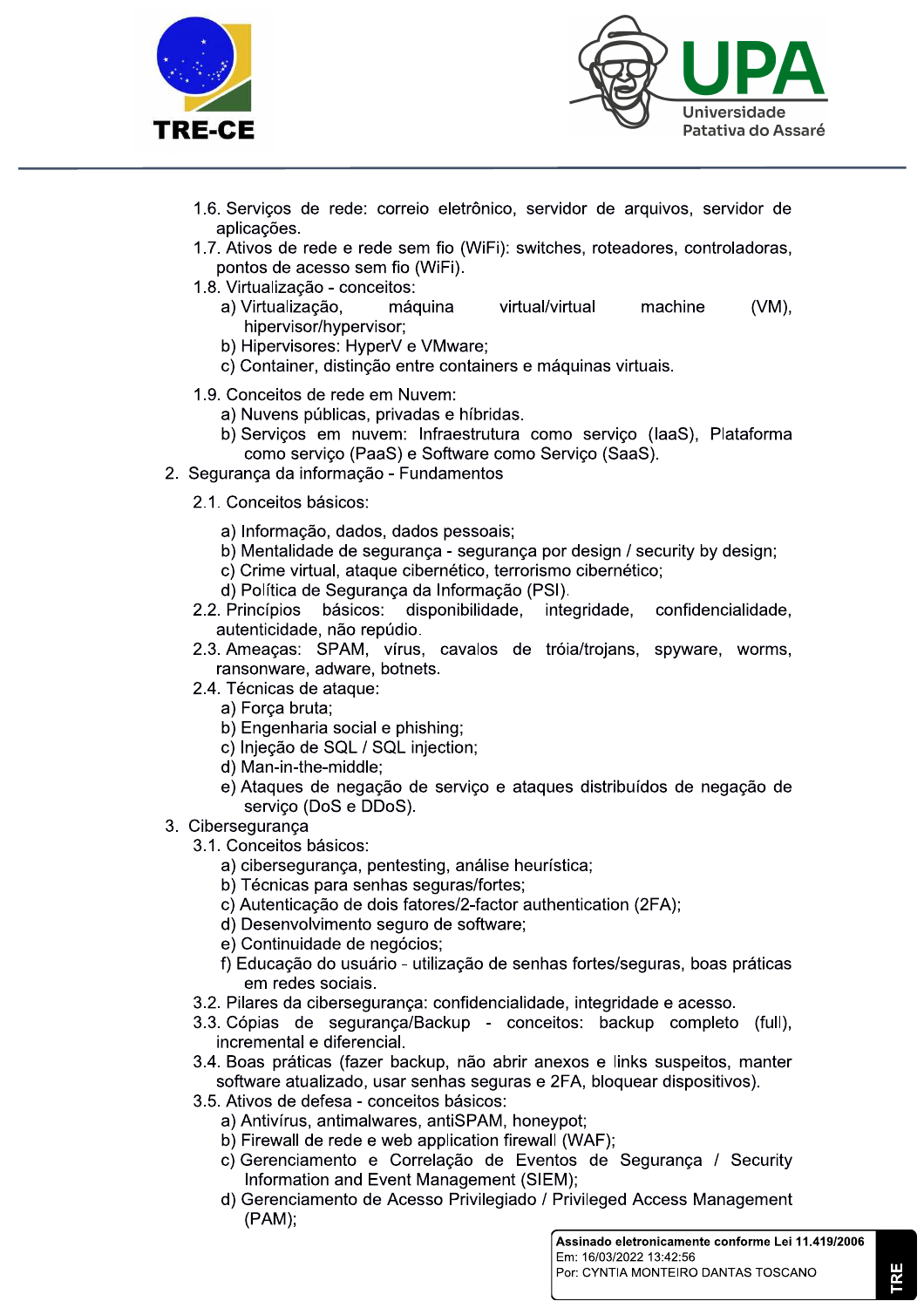- 1.6. Serviços de rede: correio eletrônico, servidor de arquivos, servidor de aplicações.
- 1.7. Ativos de rede e rede sem fio (WiFi): switches, roteadores, controladoras, pontos de acesso sem fio (WiFi).
- 1.8. Virtualização - conceitos:
  - a) Virtualização, máquina virtual/virtual machine (VM), hipervisor/hypervisor;
  - b) Hipervisores: HyperV e VMware;
  - c) Container, distinção entre containers e máquinas virtuais.
- 1.9. Conceitos de rede em Nuvem:
  - a) Nuvens públicas, privadas e híbridas.
  - b) Serviços em nuvem: Infraestrutura como serviço (IaaS), Plataforma como serviço (PaaS) e Software como Serviço (SaaS).

2. Segurança da informação - Fundamentos
   - 2.1. Conceitos básicos:
     - a) Informação, dados, dados pessoais;
     - b) Mentalidade de segurança - segurança por design / security by design;
     - c) Crime virtual, ataque cibernético, terrorismo cibernético;
     - d) Política de Segurança da Informação (PSI).
   - 2.2. Princípios básicos: disponibilidade, integridade, confidencialidade, autenticidade, não repúdio.
   - 2.3. Ameaças: SPAM, vírus, cavalos de tróia/trojans, spyware, worms, ransonware, adware, botnets.
   - 2.4. Técnicas de ataque:
     - a) Força bruta;
     - b) Engenharia social e phishing;
     - c) Injeção de SQL / SQL injection;
     - d) Man-in-the-middle;
     - e) Ataques de negação de serviço e ataques distribuídos de negação de serviço (DoS e DDoS).
3. Cibersegurança
   - 3.1. Conceitos básicos:
     - a) cibersegurança, pentesting, análise heurística;
     - b) Técnicas para senhas seguras/fortes;
     - c) Autenticação de dois fatores/2-factor authentication (2FA);
     - d) Desenvolvimento seguro de software;
     - e) Continuidade de negócios;
     - f) Educação do usuário - utilização de senhas fortes/seguras, boas práticas em redes sociais.
   - 3.2. Pilares da cibersegurança: confidencialidade, integridade e acesso.
   - 3.3. Cópias de segurança/Backup - conceitos: backup completo (full), incremental e diferencial.
   - 3.4. Boas práticas (fazer backup, não abrir anexos e links suspeitos, manter software atualizado, usar senhas seguras e 2FA, bloquear dispositivos).
   - 3.5. Ativos de defesa - conceitos básicos:
     - a) Antivírus, antimalwares, antiSPAM, honeypot;
     - b) Firewall de rede e web application firewall (WAF);
     - c) Gerenciamento e Correlação de Eventos de Segurança / Security Information and Event Management (SIEM);
     - d) Gerenciamento de Acesso Privilegiado / Privileged Access Management (PAM);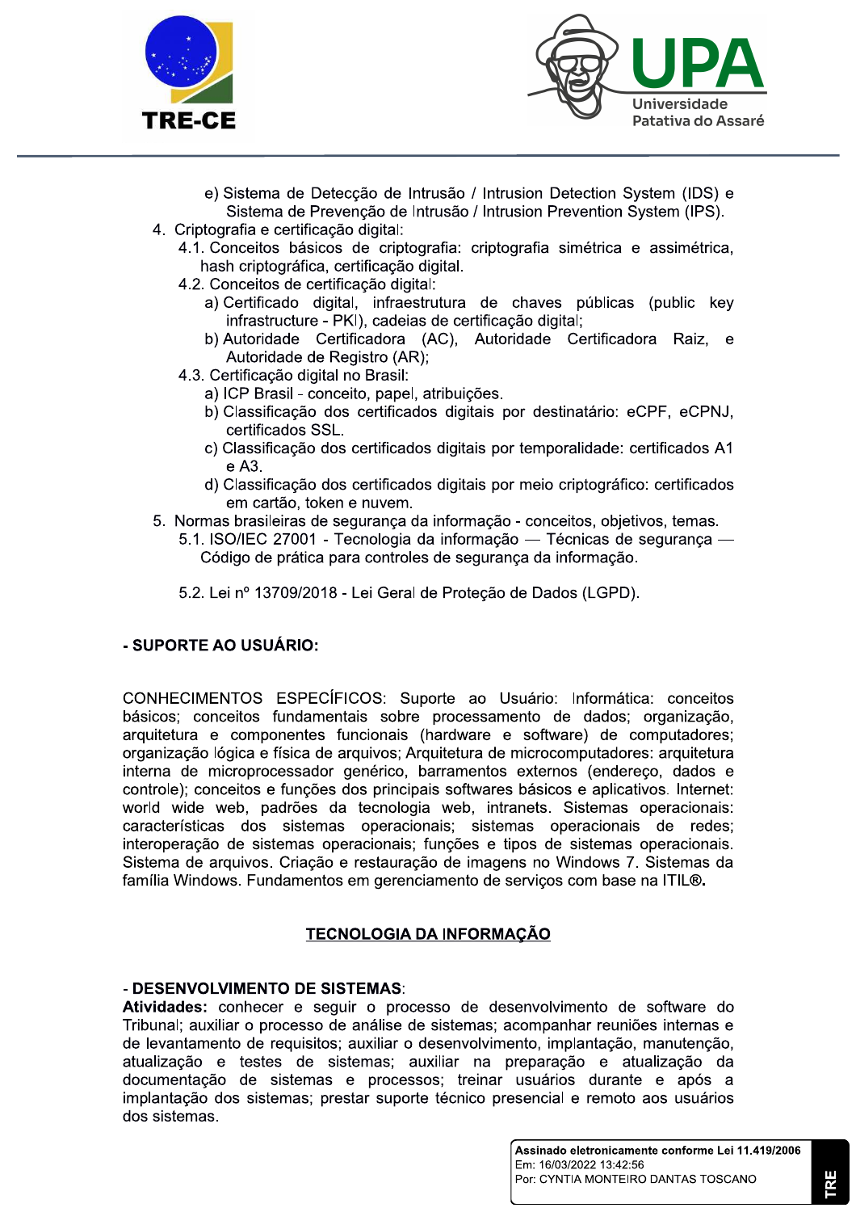e) Sistema de Detecção de Intrusão / Intrusion Detection System (IDS) e Sistema de Prevenção de Intrusão / Intrusion Prevention System (IPS).

4. Criptografia e certificação digital:
   - 4.1. Conceitos básicos de criptografia: criptografia simétrica e assimétrica, hash criptográfica, certificação digital.
   - 4.2. Conceitos de certificação digital:
     - a) Certificado digital, infraestrutura de chaves públicas (public key infrastructure - PKI), cadeias de certificação digital;
     - b) Autoridade Certificadora (AC), Autoridade Certificadora Raiz, e Autoridade de Registro (AR);
   - 4.3. Certificação digital no Brasil:
     - a) ICP Brasil - conceito, papel, atribuições.
     - b) Classificação dos certificados digitais por destinatário: eCPF, eCPNJ, certificados SSL.
     - c) Classificação dos certificados digitais por temporalidade: certificados A1 e A3.
     - d) Classificação dos certificados digitais por meio criptográfico: certificados em cartão, token e nuvem.
5. Normas brasileiras de segurança da informação - conceitos, objetivos, temas.
   - 5.1. ISO/IEC 27001 - Tecnologia da informação — Técnicas de segurança — Código de prática para controles de segurança da informação.
   - 5.2. Lei nº 13709/2018 - Lei Geral de Proteção de Dados (LGPD).

**- SUPORTE AO USUÁRIO:**

CONHECIMENTOS ESPECÍFICOS: Suporte ao Usuário: Informática: conceitos básicos; conceitos fundamentais sobre processamento de dados; organização, arquitetura e componentes funcionais (hardware e software) de computadores; organização lógica e física de arquivos; Arquitetura de microcomputadores: arquitetura interna de microprocessador genérico, barramentos externos (endereço, dados e controle); conceitos e funções dos principais softwares básicos e aplicativos. Internet: world wide web, padrões da tecnologia web, intranets. Sistemas operacionais: características dos sistemas operacionais; sistemas operacionais de redes; interoperação de sistemas operacionais; funções e tipos de sistemas operacionais. Sistema de arquivos. Criação e restauração de imagens no Windows 7. Sistemas da família Windows. Fundamentos em gerenciamento de serviços com base na ITIL®**.**

## TECNOLOGIA DA INFORMAÇÃO

- **DESENVOLVIMENTO DE SISTEMAS**:

**Atividades:** conhecer e seguir o processo de desenvolvimento de software do Tribunal; auxiliar o processo de análise de sistemas; acompanhar reuniões internas e de levantamento de requisitos; auxiliar o desenvolvimento, implantação, manutenção, atualização e testes de sistemas; auxiliar na preparação e atualização da documentação de sistemas e processos; treinar usuários durante e após a implantação dos sistemas; prestar suporte técnico presencial e remoto aos usuários dos sistemas.

**Assinado eletronicamente conforme Lei 11.419/2006**
Em: 16/03/2022 13:42:56
Por: CYNTIA MONTEIRO DANTAS TOSCANO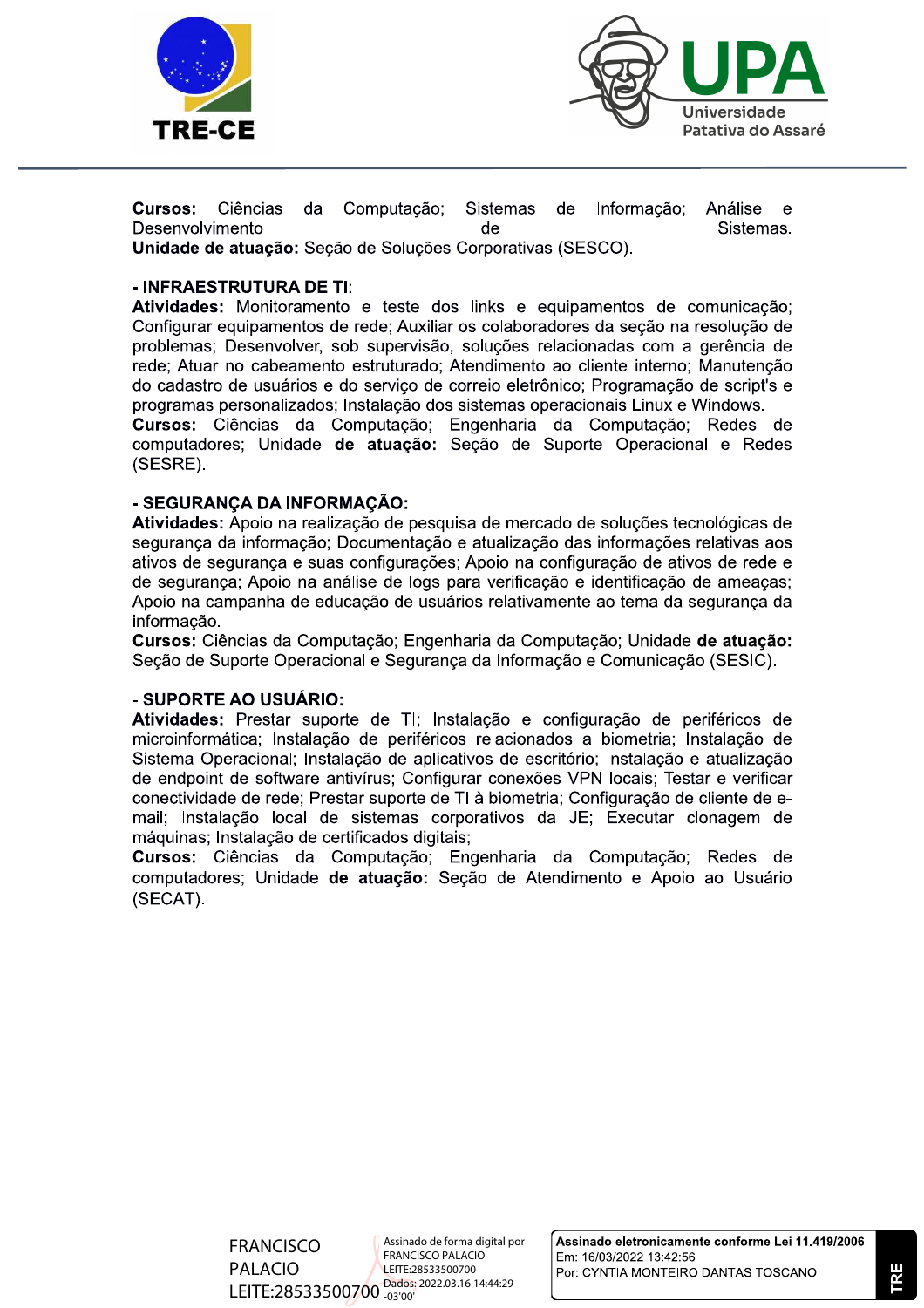**Cursos:** Ciências da Computação; Sistemas de Informação; Análise e Desenvolvimento de Sistemas.
**Unidade de atuação:** Seção de Soluções Corporativas (SESCO).

**- INFRAESTRUTURA DE TI**:
**Atividades:** Monitoramento e teste dos links e equipamentos de comunicação; Configurar equipamentos de rede; Auxiliar os colaboradores da seção na resolução de problemas; Desenvolver, sob supervisão, soluções relacionadas com a gerência de rede; Atuar no cabeamento estruturado; Atendimento ao cliente interno; Manutenção do cadastro de usuários e do serviço de correio eletrônico; Programação de script's e programas personalizados; Instalação dos sistemas operacionais Linux e Windows.
**Cursos:** Ciências da Computação; Engenharia da Computação; Redes de computadores; Unidade **de atuação:** Seção de Suporte Operacional e Redes (SESRE).

**- SEGURANÇA DA INFORMAÇÃO:**
**Atividades:** Apoio na realização de pesquisa de mercado de soluções tecnológicas de segurança da informação; Documentação e atualização das informações relativas aos ativos de segurança e suas configurações; Apoio na configuração de ativos de rede e de segurança; Apoio na análise de logs para verificação e identificação de ameaças; Apoio na campanha de educação de usuários relativamente ao tema da segurança da informação.
**Cursos:** Ciências da Computação; Engenharia da Computação; Unidade **de atuação:** Seção de Suporte Operacional e Segurança da Informação e Comunicação (SESIC).

- **SUPORTE AO USUÁRIO:**
**Atividades:** Prestar suporte de TI; Instalação e configuração de periféricos de microinformática; Instalação de periféricos relacionados a biometria; Instalação de Sistema Operacional; Instalação de aplicativos de escritório; Instalação e atualização de endpoint de software antivírus; Configurar conexões VPN locais; Testar e verificar conectividade de rede; Prestar suporte de TI à biometria; Configuração de cliente de e-mail; Instalação local de sistemas corporativos da JE; Executar clonagem de máquinas; Instalação de certificados digitais;
**Cursos:** Ciências da Computação; Engenharia da Computação; Redes de computadores; Unidade **de atuação:** Seção de Atendimento e Apoio ao Usuário (SECAT).

FRANCISCO PALACIO LEITE:28533500700

Assinado de forma digital por FRANCISCO PALACIO LEITE:28533500700
Dados: 2022.03.16 14:44:29 -03'00'

**Assinado eletronicamente conforme Lei 11.419/2006**
Em: 16/03/2022 13:42:56
Por: CYNTIA MONTEIRO DANTAS TOSCANO